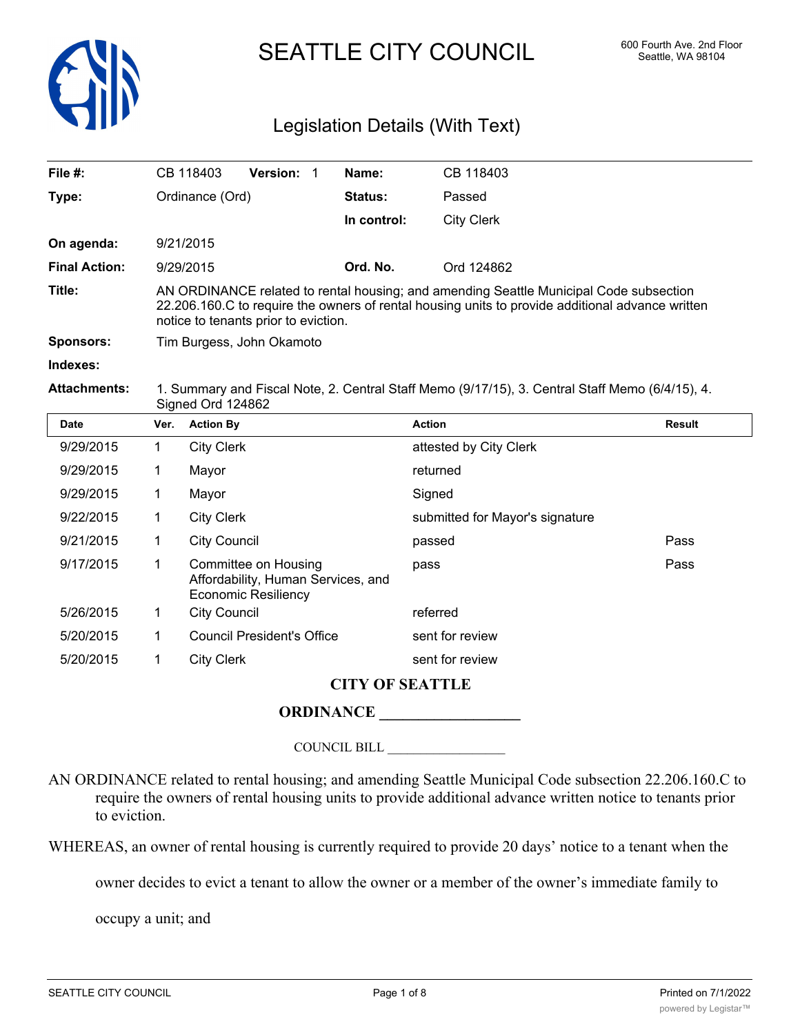# SEATTLE CITY COUNCIL

600 Fourth Ave. 2nd Floor
Seattle, WA 98104

## Legislation Details (With Text)

| | | | |
|---|---|---|---|
| **File #:** | CB 118403 **Version:** 1 | **Name:** | CB 118403 |
| **Type:** | Ordinance (Ord) | **Status:** | Passed |
| | | **In control:** | City Clerk |
| **On agenda:** | 9/21/2015 | | |
| **Final Action:** | 9/29/2015 | **Ord. No.** | Ord 124862 |

**Title:** AN ORDINANCE related to rental housing; and amending Seattle Municipal Code subsection 22.206.160.C to require the owners of rental housing units to provide additional advance written notice to tenants prior to eviction.

**Sponsors:** Tim Burgess, John Okamoto

**Indexes:**

**Attachments:** 1. Summary and Fiscal Note, 2. Central Staff Memo (9/17/15), 3. Central Staff Memo (6/4/15), 4. Signed Ord 124862

| Date | Ver. | Action By | Action | Result |
|---|---|---|---|---|
| 9/29/2015 | 1 | City Clerk | attested by City Clerk | |
| 9/29/2015 | 1 | Mayor | returned | |
| 9/29/2015 | 1 | Mayor | Signed | |
| 9/22/2015 | 1 | City Clerk | submitted for Mayor's signature | |
| 9/21/2015 | 1 | City Council | passed | Pass |
| 9/17/2015 | 1 | Committee on Housing Affordability, Human Services, and Economic Resiliency | pass | Pass |
| 5/26/2015 | 1 | City Council | referred | |
| 5/20/2015 | 1 | Council President's Office | sent for review | |
| 5/20/2015 | 1 | City Clerk | sent for review | |

**CITY OF SEATTLE**

**ORDINANCE __________________**

COUNCIL BILL __________________

AN ORDINANCE related to rental housing; and amending Seattle Municipal Code subsection 22.206.160.C to require the owners of rental housing units to provide additional advance written notice to tenants prior to eviction.

WHEREAS, an owner of rental housing is currently required to provide 20 days' notice to a tenant when the owner decides to evict a tenant to allow the owner or a member of the owner's immediate family to occupy a unit; and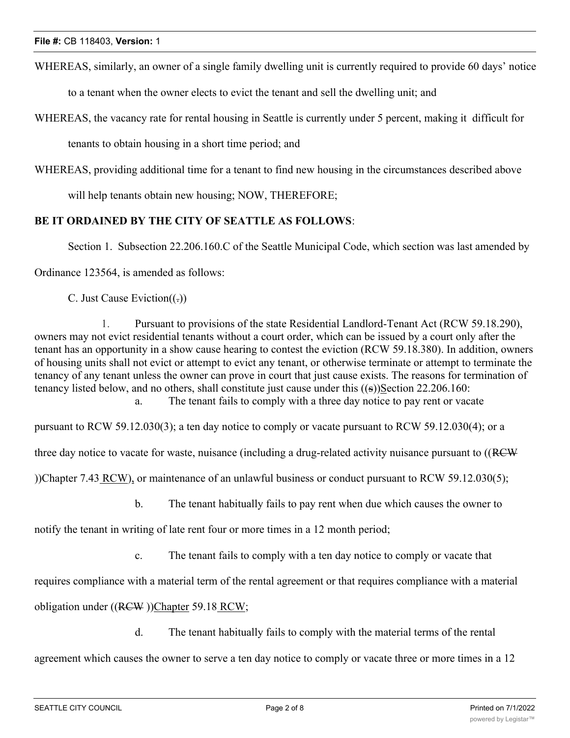WHEREAS, similarly, an owner of a single family dwelling unit is currently required to provide 60 days' notice to a tenant when the owner elects to evict the tenant and sell the dwelling unit; and

WHEREAS, the vacancy rate for rental housing in Seattle is currently under 5 percent, making it difficult for tenants to obtain housing in a short time period; and

WHEREAS, providing additional time for a tenant to find new housing in the circumstances described above will help tenants obtain new housing; NOW, THEREFORE;

**BE IT ORDAINED BY THE CITY OF SEATTLE AS FOLLOWS**:

Section 1. Subsection 22.206.160.C of the Seattle Municipal Code, which section was last amended by Ordinance 123564, is amended as follows:

C. Just Cause Eviction((~~.~~))

1. Pursuant to provisions of the state Residential Landlord-Tenant Act (RCW 59.18.290), owners may not evict residential tenants without a court order, which can be issued by a court only after the tenant has an opportunity in a show cause hearing to contest the eviction (RCW 59.18.380). In addition, owners of housing units shall not evict or attempt to evict any tenant, or otherwise terminate or attempt to terminate the tenancy of any tenant unless the owner can prove in court that just cause exists. The reasons for termination of tenancy listed below, and no others, shall constitute just cause under this ((~~s~~))Section 22.206.160:

a. The tenant fails to comply with a three day notice to pay rent or vacate pursuant to RCW 59.12.030(3); a ten day notice to comply or vacate pursuant to RCW 59.12.030(4); or a three day notice to vacate for waste, nuisance (including a drug-related activity nuisance pursuant to ((~~RCW~~ ))Chapter 7.43 RCW), or maintenance of an unlawful business or conduct pursuant to RCW 59.12.030(5);

b. The tenant habitually fails to pay rent when due which causes the owner to notify the tenant in writing of late rent four or more times in a 12 month period;

c. The tenant fails to comply with a ten day notice to comply or vacate that requires compliance with a material term of the rental agreement or that requires compliance with a material obligation under ((~~RCW~~ ))Chapter 59.18 RCW;

d. The tenant habitually fails to comply with the material terms of the rental agreement which causes the owner to serve a ten day notice to comply or vacate three or more times in a 12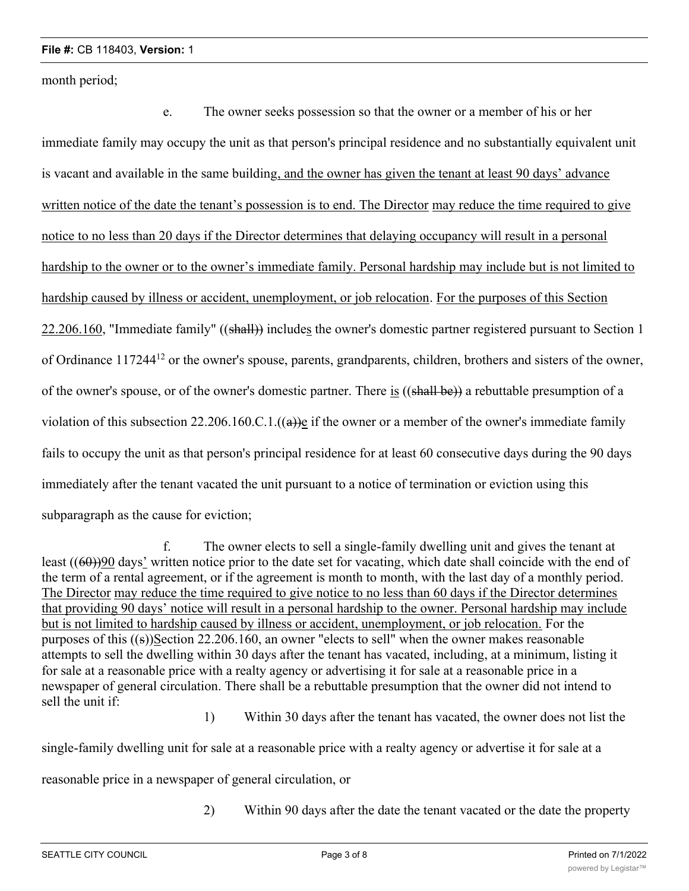month period;

e. The owner seeks possession so that the owner or a member of his or her immediate family may occupy the unit as that person's principal residence and no substantially equivalent unit is vacant and available in the same building, and the owner has given the tenant at least 90 days' advance written notice of the date the tenant's possession is to end. The Director may reduce the time required to give notice to no less than 20 days if the Director determines that delaying occupancy will result in a personal hardship to the owner or to the owner's immediate family. Personal hardship may include but is not limited to hardship caused by illness or accident, unemployment, or job relocation. For the purposes of this Section 22.206.160, "Immediate family" ((shall)) includes the owner's domestic partner registered pursuant to Section 1 of Ordinance 117244[12] or the owner's spouse, parents, grandparents, children, brothers and sisters of the owner, of the owner's spouse, or of the owner's domestic partner. There is ((shall be)) a rebuttable presumption of a violation of this subsection 22.206.160.C.1.((a))e if the owner or a member of the owner's immediate family fails to occupy the unit as that person's principal residence for at least 60 consecutive days during the 90 days immediately after the tenant vacated the unit pursuant to a notice of termination or eviction using this subparagraph as the cause for eviction;

f. The owner elects to sell a single-family dwelling unit and gives the tenant at least ((60))90 days' written notice prior to the date set for vacating, which date shall coincide with the end of the term of a rental agreement, or if the agreement is month to month, with the last day of a monthly period. The Director may reduce the time required to give notice to no less than 60 days if the Director determines that providing 90 days' notice will result in a personal hardship to the owner. Personal hardship may include but is not limited to hardship caused by illness or accident, unemployment, or job relocation. For the purposes of this ((s))Section 22.206.160, an owner "elects to sell" when the owner makes reasonable attempts to sell the dwelling within 30 days after the tenant has vacated, including, at a minimum, listing it for sale at a reasonable price with a realty agency or advertising it for sale at a reasonable price in a newspaper of general circulation. There shall be a rebuttable presumption that the owner did not intend to sell the unit if:

1) Within 30 days after the tenant has vacated, the owner does not list the single-family dwelling unit for sale at a reasonable price with a realty agency or advertise it for sale at a reasonable price in a newspaper of general circulation, or

2) Within 90 days after the date the tenant vacated or the date the property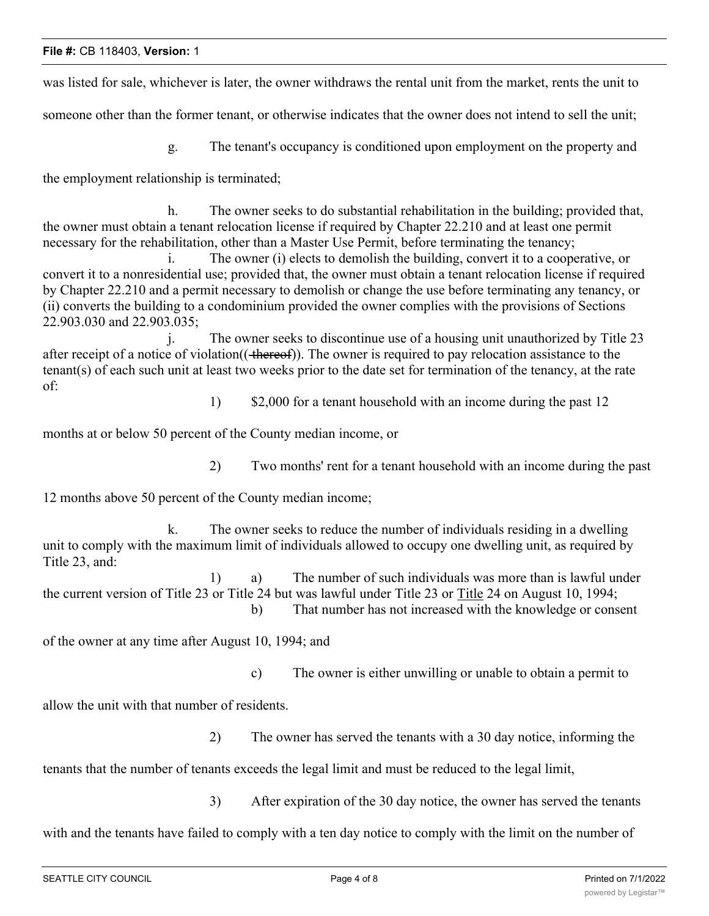was listed for sale, whichever is later, the owner withdraws the rental unit from the market, rents the unit to someone other than the former tenant, or otherwise indicates that the owner does not intend to sell the unit;

g. The tenant's occupancy is conditioned upon employment on the property and the employment relationship is terminated;

h. The owner seeks to do substantial rehabilitation in the building; provided that, the owner must obtain a tenant relocation license if required by Chapter 22.210 and at least one permit necessary for the rehabilitation, other than a Master Use Permit, before terminating the tenancy;

i. The owner (i) elects to demolish the building, convert it to a cooperative, or convert it to a nonresidential use; provided that, the owner must obtain a tenant relocation license if required by Chapter 22.210 and a permit necessary to demolish or change the use before terminating any tenancy, or (ii) converts the building to a condominium provided the owner complies with the provisions of Sections 22.903.030 and 22.903.035;

j. The owner seeks to discontinue use of a housing unit unauthorized by Title 23 after receipt of a notice of violation((~~ thereof~~)). The owner is required to pay relocation assistance to the tenant(s) of each such unit at least two weeks prior to the date set for termination of the tenancy, at the rate of:

1) $2,000 for a tenant household with an income during the past 12 months at or below 50 percent of the County median income, or

2) Two months' rent for a tenant household with an income during the past 12 months above 50 percent of the County median income;

k. The owner seeks to reduce the number of individuals residing in a dwelling unit to comply with the maximum limit of individuals allowed to occupy one dwelling unit, as required by Title 23, and:

1) a) The number of such individuals was more than is lawful under the current version of Title 23 or Title 24 but was lawful under Title 23 or <u>Title</u> 24 on August 10, 1994;

b) That number has not increased with the knowledge or consent of the owner at any time after August 10, 1994; and

c) The owner is either unwilling or unable to obtain a permit to allow the unit with that number of residents.

2) The owner has served the tenants with a 30 day notice, informing the tenants that the number of tenants exceeds the legal limit and must be reduced to the legal limit,

3) After expiration of the 30 day notice, the owner has served the tenants with and the tenants have failed to comply with a ten day notice to comply with the limit on the number of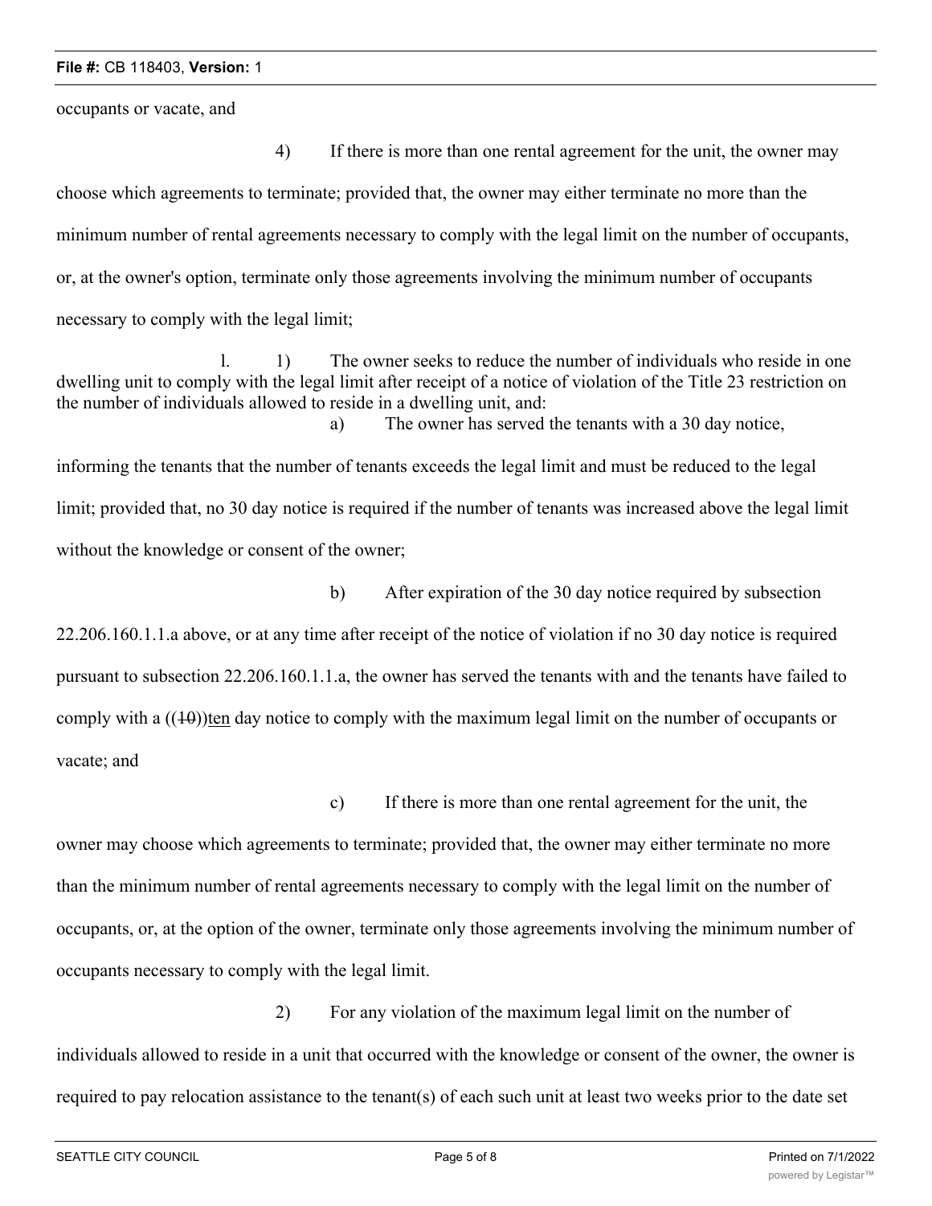occupants or vacate, and

4) If there is more than one rental agreement for the unit, the owner may choose which agreements to terminate; provided that, the owner may either terminate no more than the minimum number of rental agreements necessary to comply with the legal limit on the number of occupants, or, at the owner's option, terminate only those agreements involving the minimum number of occupants necessary to comply with the legal limit;

l. 1) The owner seeks to reduce the number of individuals who reside in one dwelling unit to comply with the legal limit after receipt of a notice of violation of the Title 23 restriction on the number of individuals allowed to reside in a dwelling unit, and:

a) The owner has served the tenants with a 30 day notice, informing the tenants that the number of tenants exceeds the legal limit and must be reduced to the legal limit; provided that, no 30 day notice is required if the number of tenants was increased above the legal limit without the knowledge or consent of the owner;

b) After expiration of the 30 day notice required by subsection 22.206.160.1.1.a above, or at any time after receipt of the notice of violation if no 30 day notice is required pursuant to subsection 22.206.160.1.1.a, the owner has served the tenants with and the tenants have failed to comply with a ((~~10~~))<u>ten</u> day notice to comply with the maximum legal limit on the number of occupants or vacate; and

c) If there is more than one rental agreement for the unit, the owner may choose which agreements to terminate; provided that, the owner may either terminate no more than the minimum number of rental agreements necessary to comply with the legal limit on the number of occupants, or, at the option of the owner, terminate only those agreements involving the minimum number of occupants necessary to comply with the legal limit.

2) For any violation of the maximum legal limit on the number of individuals allowed to reside in a unit that occurred with the knowledge or consent of the owner, the owner is required to pay relocation assistance to the tenant(s) of each such unit at least two weeks prior to the date set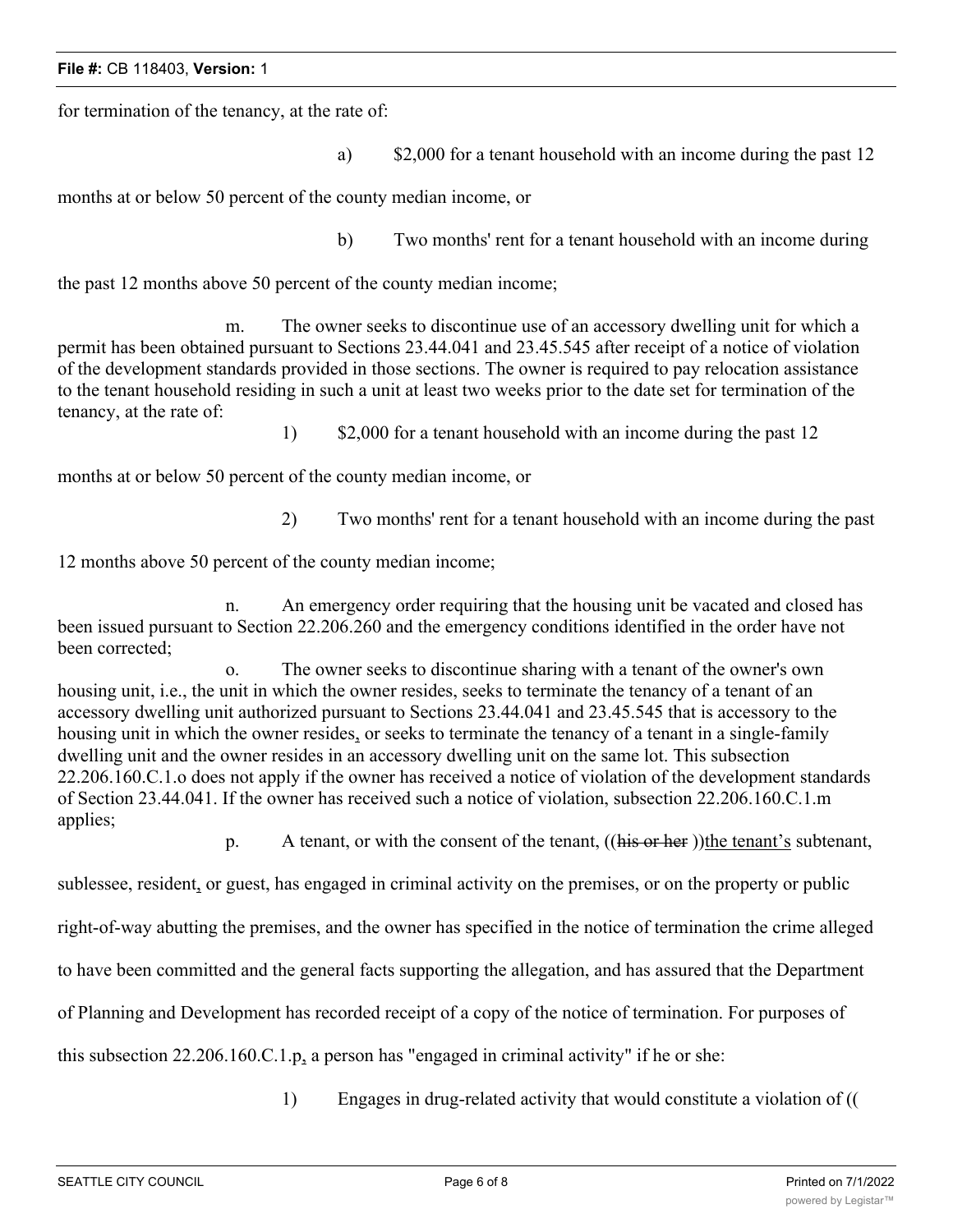for termination of the tenancy, at the rate of:

a) $2,000 for a tenant household with an income during the past 12 months at or below 50 percent of the county median income, or

b) Two months' rent for a tenant household with an income during the past 12 months above 50 percent of the county median income;

m. The owner seeks to discontinue use of an accessory dwelling unit for which a permit has been obtained pursuant to Sections 23.44.041 and 23.45.545 after receipt of a notice of violation of the development standards provided in those sections. The owner is required to pay relocation assistance to the tenant household residing in such a unit at least two weeks prior to the date set for termination of the tenancy, at the rate of:

1) $2,000 for a tenant household with an income during the past 12 months at or below 50 percent of the county median income, or

2) Two months' rent for a tenant household with an income during the past 12 months above 50 percent of the county median income;

n. An emergency order requiring that the housing unit be vacated and closed has been issued pursuant to Section 22.206.260 and the emergency conditions identified in the order have not been corrected;

o. The owner seeks to discontinue sharing with a tenant of the owner's own housing unit, i.e., the unit in which the owner resides, seeks to terminate the tenancy of a tenant of an accessory dwelling unit authorized pursuant to Sections 23.44.041 and 23.45.545 that is accessory to the housing unit in which the owner resides, or seeks to terminate the tenancy of a tenant in a single-family dwelling unit and the owner resides in an accessory dwelling unit on the same lot. This subsection 22.206.160.C.1.o does not apply if the owner has received a notice of violation of the development standards of Section 23.44.041. If the owner has received such a notice of violation, subsection 22.206.160.C.1.m applies;

p. A tenant, or with the consent of the tenant, ((~~his or her~~ ))the tenant's subtenant, sublessee, resident, or guest, has engaged in criminal activity on the premises, or on the property or public right-of-way abutting the premises, and the owner has specified in the notice of termination the crime alleged to have been committed and the general facts supporting the allegation, and has assured that the Department of Planning and Development has recorded receipt of a copy of the notice of termination. For purposes of this subsection 22.206.160.C.1.p, a person has "engaged in criminal activity" if he or she:

1) Engages in drug-related activity that would constitute a violation of ((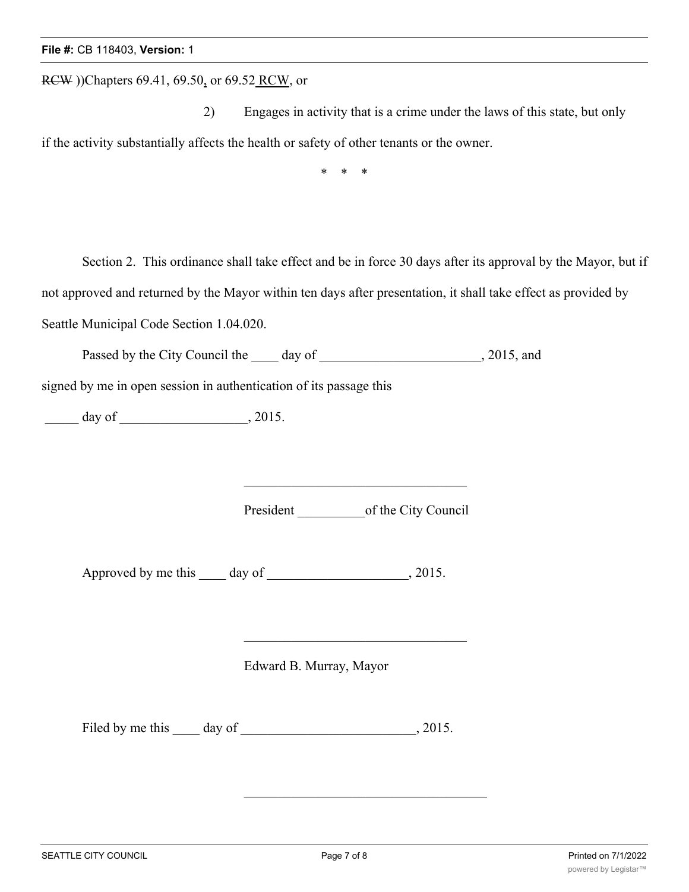~~RCW~~ ))Chapters 69.41, 69.50, or 69.52 RCW, or

2) Engages in activity that is a crime under the laws of this state, but only if the activity substantially affects the health or safety of other tenants or the owner.

\* \* \*

Section 2. This ordinance shall take effect and be in force 30 days after its approval by the Mayor, but if not approved and returned by the Mayor within ten days after presentation, it shall take effect as provided by Seattle Municipal Code Section 1.04.020.

Passed by the City Council the ____ day of ________________________, 2015, and signed by me in open session in authentication of its passage this

_____ day of __________________, 2015.

_________________________________

President __________of the City Council

Approved by me this ____ day of ____________________, 2015.

_________________________________

Edward B. Murray, Mayor

Filed by me this ____ day of _________________________, 2015.

_________________________________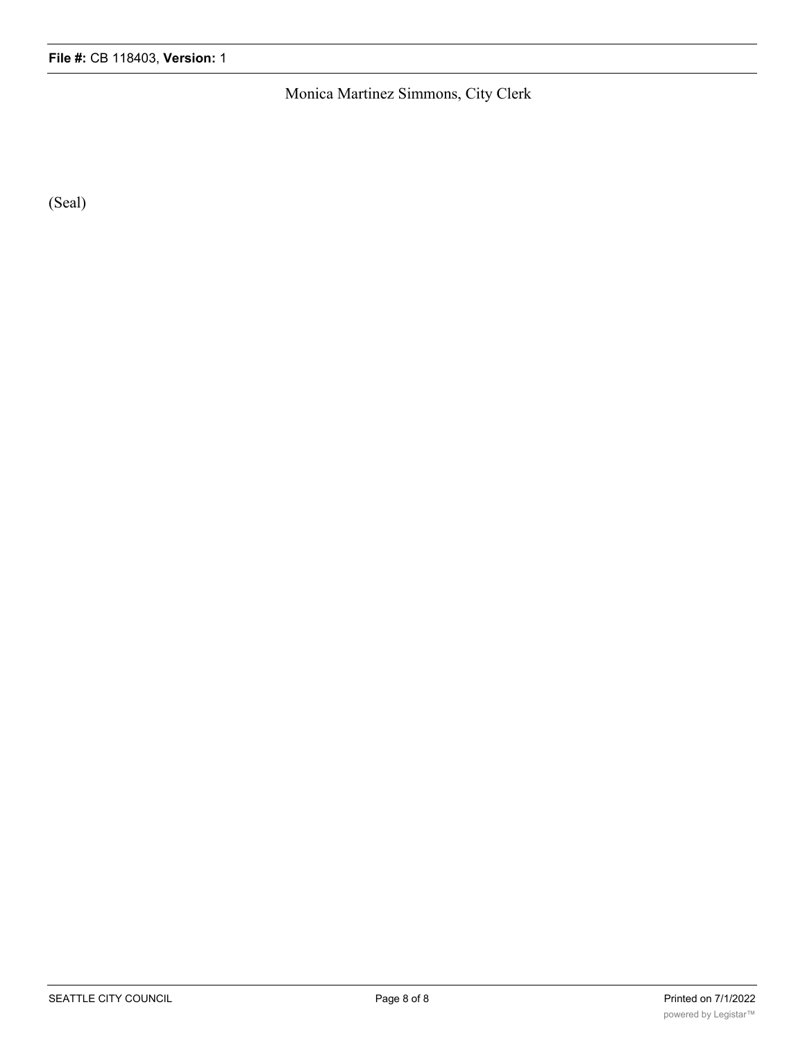Monica Martinez Simmons, City Clerk

(Seal)